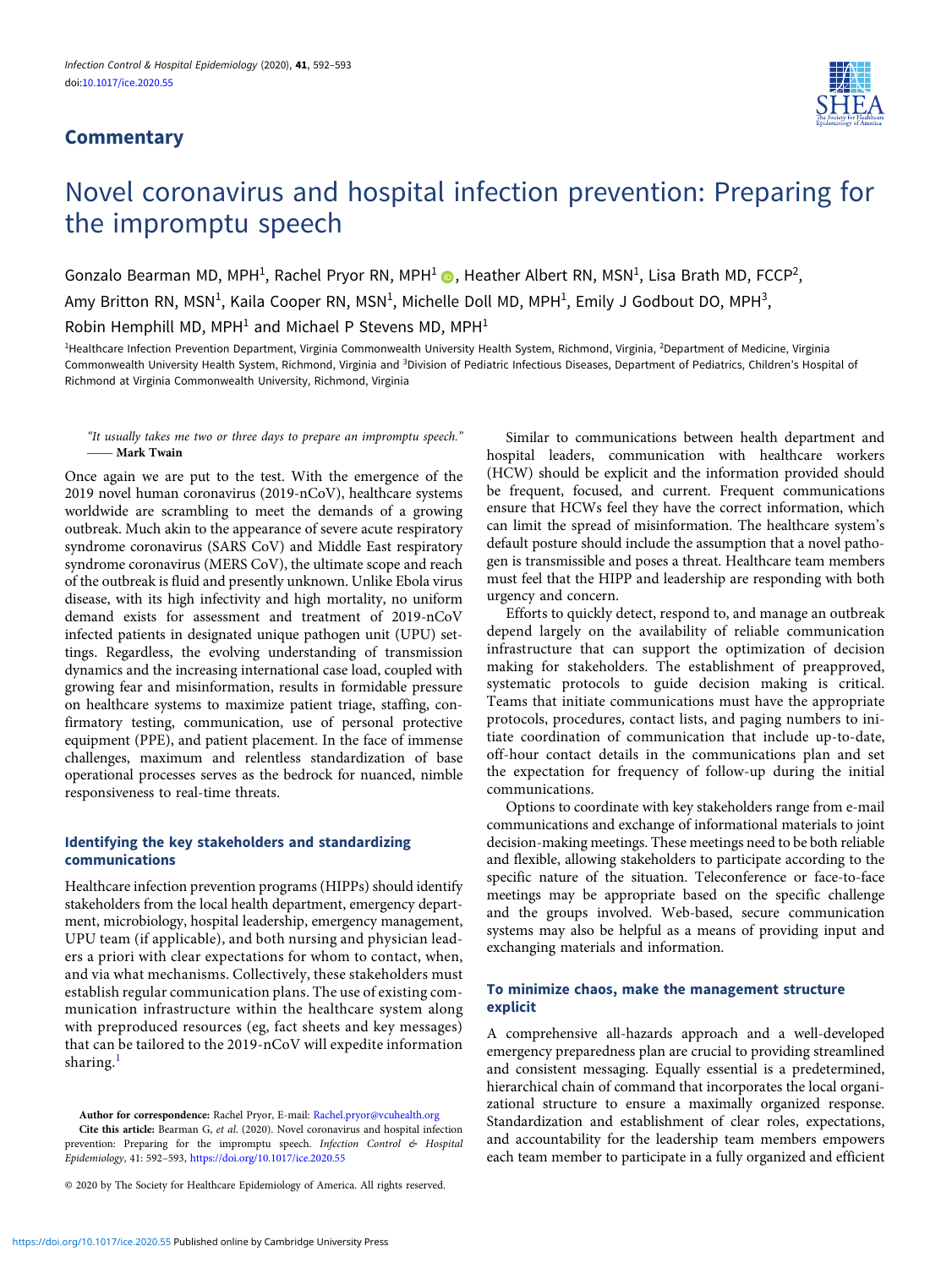## Commentary

# Novel coronavirus and hospital infection prevention: Preparing for the impromptu speech

Gonzalo Bearman MD, MPH[1], Rachel Pryor RN, MPH[1], Heather Albert RN, MSN[1], Lisa Brath MD, FCCP[2], Amy Britton RN, MSN[1], Kaila Cooper RN, MSN[1], Michelle Doll MD, MPH[1], Emily J Godbout DO, MPH[3], Robin Hemphill MD, MPH[1] and Michael P Stevens MD, MPH[1]

[1]Healthcare Infection Prevention Department, Virginia Commonwealth University Health System, Richmond, Virginia, [2]Department of Medicine, Virginia Commonwealth University Health System, Richmond, Virginia and [3]Division of Pediatric Infectious Diseases, Department of Pediatrics, Children's Hospital of Richmond at Virginia Commonwealth University, Richmond, Virginia

> *"It usually takes me two or three days to prepare an impromptu speech."*
> —— **Mark Twain**

Once again we are put to the test. With the emergence of the 2019 novel human coronavirus (2019-nCoV), healthcare systems worldwide are scrambling to meet the demands of a growing outbreak. Much akin to the appearance of severe acute respiratory syndrome coronavirus (SARS CoV) and Middle East respiratory syndrome coronavirus (MERS CoV), the ultimate scope and reach of the outbreak is fluid and presently unknown. Unlike Ebola virus disease, with its high infectivity and high mortality, no uniform demand exists for assessment and treatment of 2019-nCoV infected patients in designated unique pathogen unit (UPU) settings. Regardless, the evolving understanding of transmission dynamics and the increasing international case load, coupled with growing fear and misinformation, results in formidable pressure on healthcare systems to maximize patient triage, staffing, confirmatory testing, communication, use of personal protective equipment (PPE), and patient placement. In the face of immense challenges, maximum and relentless standardization of base operational processes serves as the bedrock for nuanced, nimble responsiveness to real-time threats.

### Identifying the key stakeholders and standardizing communications

Healthcare infection prevention programs (HIPPs) should identify stakeholders from the local health department, emergency department, microbiology, hospital leadership, emergency management, UPU team (if applicable), and both nursing and physician leaders a priori with clear expectations for whom to contact, when, and via what mechanisms. Collectively, these stakeholders must establish regular communication plans. The use of existing communication infrastructure within the healthcare system along with preproduced resources (eg, fact sheets and key messages) that can be tailored to the 2019-nCoV will expedite information sharing.[1]

Similar to communications between health department and hospital leaders, communication with healthcare workers (HCW) should be explicit and the information provided should be frequent, focused, and current. Frequent communications ensure that HCWs feel they have the correct information, which can limit the spread of misinformation. The healthcare system's default posture should include the assumption that a novel pathogen is transmissible and poses a threat. Healthcare team members must feel that the HIPP and leadership are responding with both urgency and concern.

Efforts to quickly detect, respond to, and manage an outbreak depend largely on the availability of reliable communication infrastructure that can support the optimization of decision making for stakeholders. The establishment of preapproved, systematic protocols to guide decision making is critical. Teams that initiate communications must have the appropriate protocols, procedures, contact lists, and paging numbers to initiate coordination of communication that include up-to-date, off-hour contact details in the communications plan and set the expectation for frequency of follow-up during the initial communications.

Options to coordinate with key stakeholders range from e-mail communications and exchange of informational materials to joint decision-making meetings. These meetings need to be both reliable and flexible, allowing stakeholders to participate according to the specific nature of the situation. Teleconference or face-to-face meetings may be appropriate based on the specific challenge and the groups involved. Web-based, secure communication systems may also be helpful as a means of providing input and exchanging materials and information.

### To minimize chaos, make the management structure explicit

A comprehensive all-hazards approach and a well-developed emergency preparedness plan are crucial to providing streamlined and consistent messaging. Equally essential is a predetermined, hierarchical chain of command that incorporates the local organizational structure to ensure a maximally organized response. Standardization and establishment of clear roles, expectations, and accountability for the leadership team members empowers each team member to participate in a fully organized and efficient

**Author for correspondence:** Rachel Pryor, E-mail: Rachel.pryor@vcuhealth.org

**Cite this article:** Bearman G, *et al*. (2020). Novel coronavirus and hospital infection prevention: Preparing for the impromptu speech. *Infection Control & Hospital Epidemiology*, 41: 592–593, https://doi.org/10.1017/ice.2020.55

© 2020 by The Society for Healthcare Epidemiology of America. All rights reserved.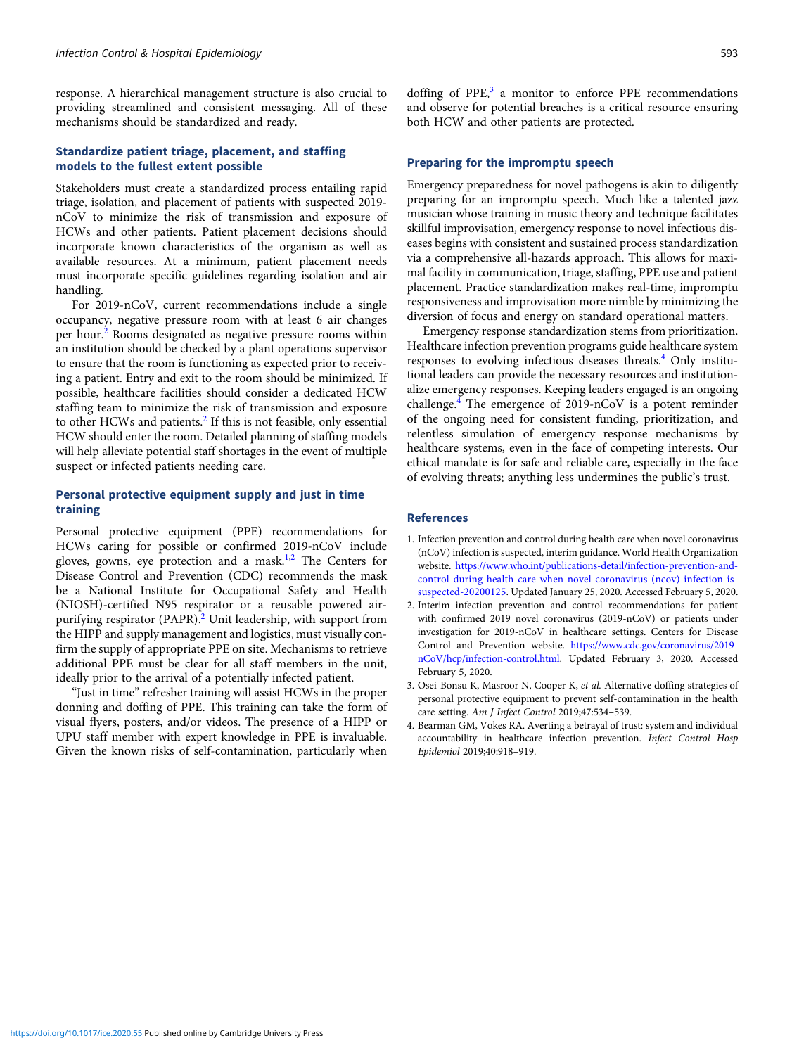response. A hierarchical management structure is also crucial to providing streamlined and consistent messaging. All of these mechanisms should be standardized and ready.

## Standardize patient triage, placement, and staffing models to the fullest extent possible

Stakeholders must create a standardized process entailing rapid triage, isolation, and placement of patients with suspected 2019-nCoV to minimize the risk of transmission and exposure of HCWs and other patients. Patient placement decisions should incorporate known characteristics of the organism as well as available resources. At a minimum, patient placement needs must incorporate specific guidelines regarding isolation and air handling.

For 2019-nCoV, current recommendations include a single occupancy, negative pressure room with at least 6 air changes per hour.[2] Rooms designated as negative pressure rooms within an institution should be checked by a plant operations supervisor to ensure that the room is functioning as expected prior to receiving a patient. Entry and exit to the room should be minimized. If possible, healthcare facilities should consider a dedicated HCW staffing team to minimize the risk of transmission and exposure to other HCWs and patients.[2] If this is not feasible, only essential HCW should enter the room. Detailed planning of staffing models will help alleviate potential staff shortages in the event of multiple suspect or infected patients needing care.

## Personal protective equipment supply and just in time training

Personal protective equipment (PPE) recommendations for HCWs caring for possible or confirmed 2019-nCoV include gloves, gowns, eye protection and a mask.[1,2] The Centers for Disease Control and Prevention (CDC) recommends the mask be a National Institute for Occupational Safety and Health (NIOSH)-certified N95 respirator or a reusable powered air-purifying respirator (PAPR).[2] Unit leadership, with support from the HIPP and supply management and logistics, must visually confirm the supply of appropriate PPE on site. Mechanisms to retrieve additional PPE must be clear for all staff members in the unit, ideally prior to the arrival of a potentially infected patient.

"Just in time" refresher training will assist HCWs in the proper donning and doffing of PPE. This training can take the form of visual flyers, posters, and/or videos. The presence of a HIPP or UPU staff member with expert knowledge in PPE is invaluable. Given the known risks of self-contamination, particularly when doffing of PPE,[3] a monitor to enforce PPE recommendations and observe for potential breaches is a critical resource ensuring both HCW and other patients are protected.

## Preparing for the impromptu speech

Emergency preparedness for novel pathogens is akin to diligently preparing for an impromptu speech. Much like a talented jazz musician whose training in music theory and technique facilitates skillful improvisation, emergency response to novel infectious diseases begins with consistent and sustained process standardization via a comprehensive all-hazards approach. This allows for maximal facility in communication, triage, staffing, PPE use and patient placement. Practice standardization makes real-time, impromptu responsiveness and improvisation more nimble by minimizing the diversion of focus and energy on standard operational matters.

Emergency response standardization stems from prioritization. Healthcare infection prevention programs guide healthcare system responses to evolving infectious diseases threats.[4] Only institutional leaders can provide the necessary resources and institutionalize emergency responses. Keeping leaders engaged is an ongoing challenge.[4] The emergence of 2019-nCoV is a potent reminder of the ongoing need for consistent funding, prioritization, and relentless simulation of emergency response mechanisms by healthcare systems, even in the face of competing interests. Our ethical mandate is for safe and reliable care, especially in the face of evolving threats; anything less undermines the public's trust.

## References

1. Infection prevention and control during health care when novel coronavirus (nCoV) infection is suspected, interim guidance. World Health Organization website. https://www.who.int/publications-detail/infection-prevention-and-control-during-health-care-when-novel-coronavirus-(ncov)-infection-is-suspected-20200125. Updated January 25, 2020. Accessed February 5, 2020.
2. Interim infection prevention and control recommendations for patient with confirmed 2019 novel coronavirus (2019-nCoV) or patients under investigation for 2019-nCoV in healthcare settings. Centers for Disease Control and Prevention website. https://www.cdc.gov/coronavirus/2019-nCoV/hcp/infection-control.html. Updated February 3, 2020. Accessed February 5, 2020.
3. Osei-Bonsu K, Masroor N, Cooper K, *et al.* Alternative doffing strategies of personal protective equipment to prevent self-contamination in the health care setting. *Am J Infect Control* 2019;47:534–539.
4. Bearman GM, Vokes RA. Averting a betrayal of trust: system and individual accountability in healthcare infection prevention. *Infect Control Hosp Epidemiol* 2019;40:918–919.